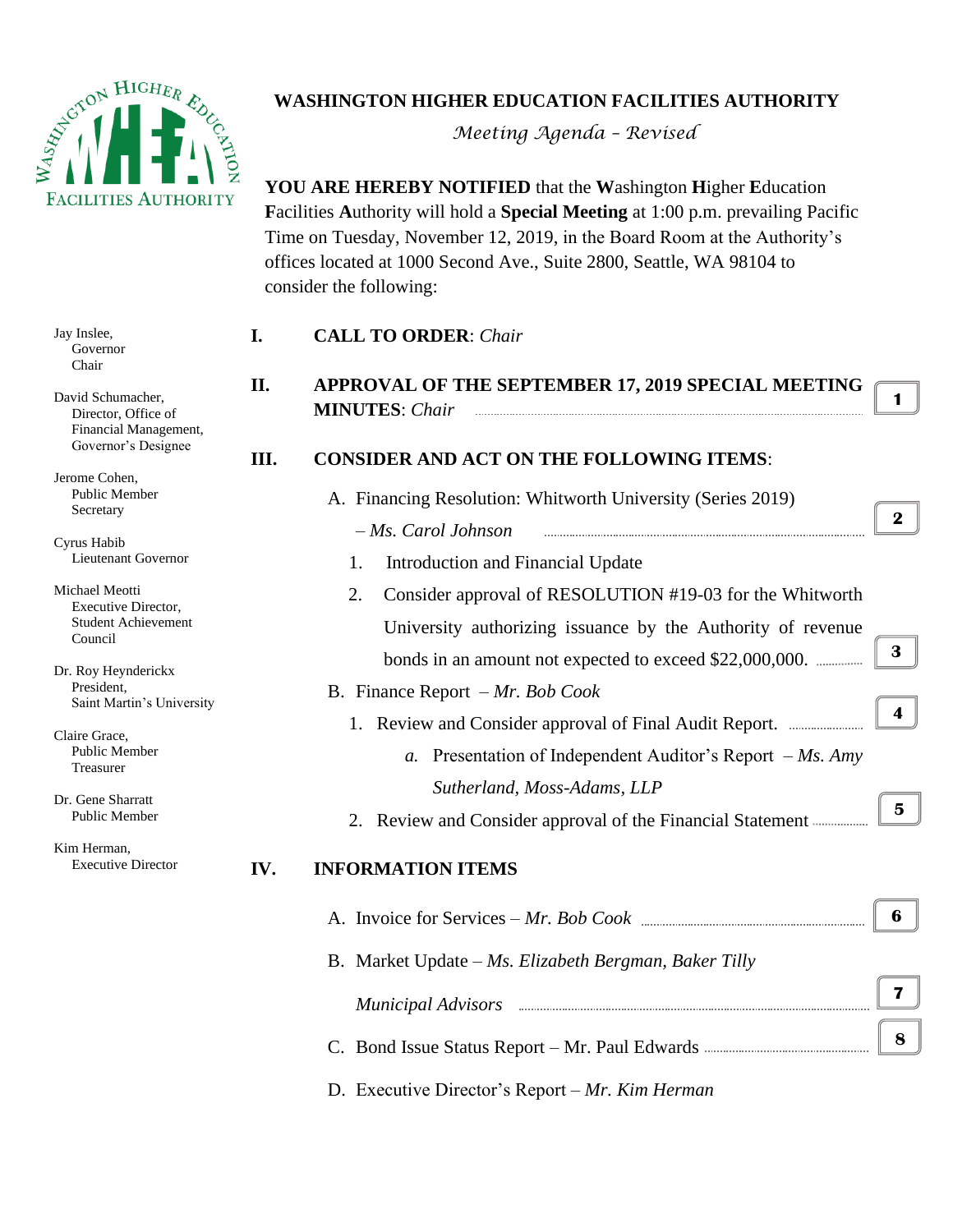# WASHINGTON HIGHER EDUCATION FACILITIES AUTHORITY

*Meeting Agenda - Revised*

**YOU ARE HEREBY NOTIFIED** that the **W**ashington **H**igher **E**ducation **F**acilities **A**uthority will hold a **Special Meeting** at 1:00 p.m. prevailing Pacific Time on Tuesday, November 12, 2019, in the Board Room at the Authority's offices located at 1000 Second Ave., Suite 2800, Seattle, WA 98104 to consider the following:

Jay Inslee,
Governor
Chair

David Schumacher,
Director, Office of Financial Management,
Governor's Designee

Jerome Cohen,
Public Member
Secretary

Cyrus Habib
Lieutenant Governor

Michael Meotti
Executive Director,
Student Achievement Council

Dr. Roy Heynderickx
President,
Saint Martin's University

Claire Grace,
Public Member
Treasurer

Dr. Gene Sharratt
Public Member

Kim Herman,
Executive Director

**I. CALL TO ORDER**: *Chair*

**II. APPROVAL OF THE SEPTEMBER 17, 2019 SPECIAL MEETING MINUTES**: *Chair* ............ **1**

**III. CONSIDER AND ACT ON THE FOLLOWING ITEMS**:

A. Financing Resolution: Whitworth University (Series 2019) – *Ms. Carol Johnson* ............ **2**

1. Introduction and Financial Update
2. Consider approval of RESOLUTION #19-03 for the Whitworth University authorizing issuance by the Authority of revenue bonds in an amount not expected to exceed $22,000,000. ............ **3**

B. Finance Report – *Mr. Bob Cook*

1. Review and Consider approval of Final Audit Report. ............ **4**
   a. Presentation of Independent Auditor's Report – *Ms. Amy Sutherland, Moss-Adams, LLP*
2. Review and Consider approval of the Financial Statement ............ **5**

**IV. INFORMATION ITEMS**

A. Invoice for Services – *Mr. Bob Cook* ............ **6**

B. Market Update – *Ms. Elizabeth Bergman, Baker Tilly Municipal Advisors* ............ **7**

C. Bond Issue Status Report – Mr. Paul Edwards ............ **8**

D. Executive Director's Report – *Mr. Kim Herman*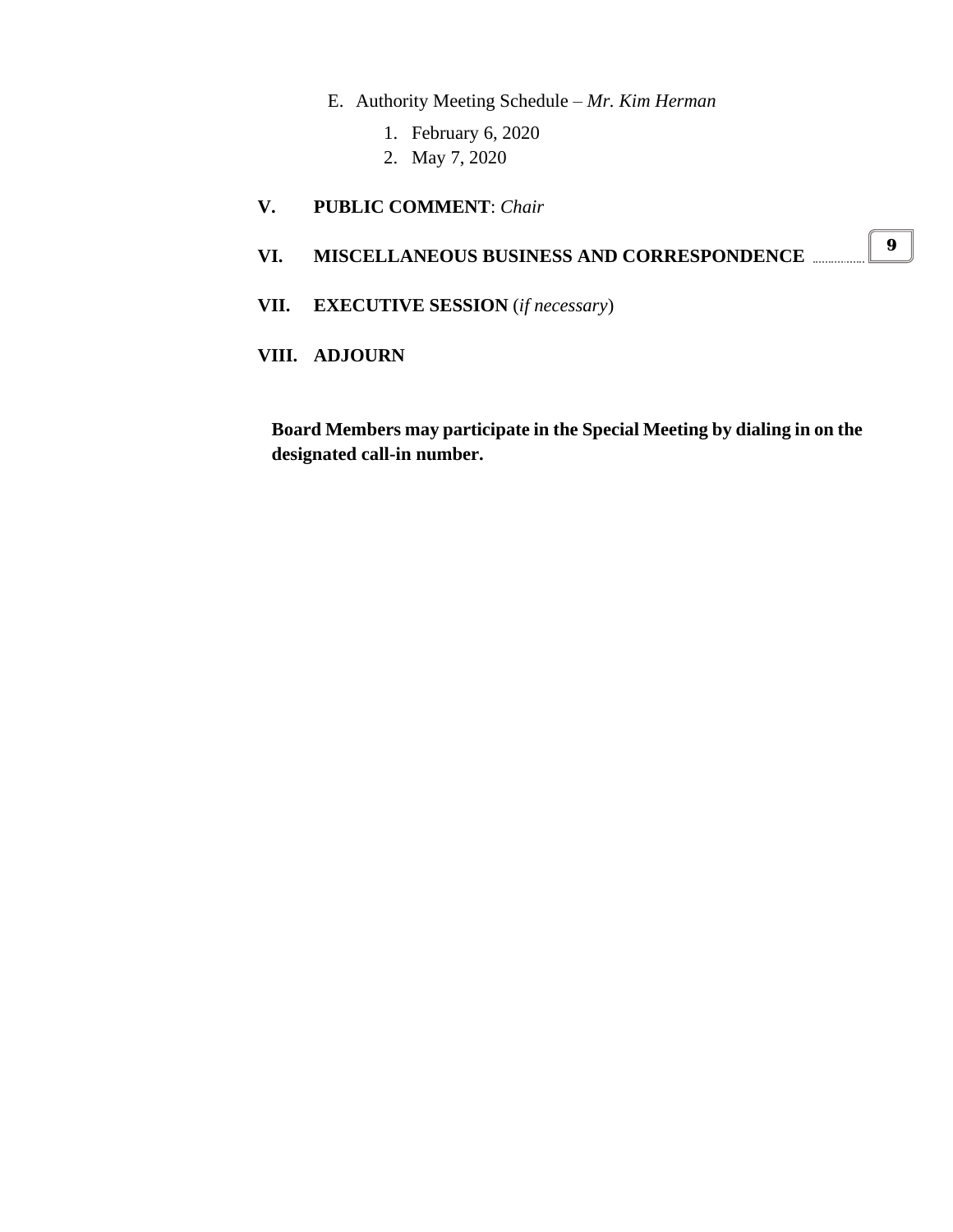E. Authority Meeting Schedule – *Mr. Kim Herman*

1. February 6, 2020
2. May 7, 2020

**V. PUBLIC COMMENT**: *Chair*

**VI. MISCELLANEOUS BUSINESS AND CORRESPONDENCE** ............ **9**

**VII. EXECUTIVE SESSION** (*if necessary*)

**VIII. ADJOURN**

**Board Members may participate in the Special Meeting by dialing in on the designated call-in number.**